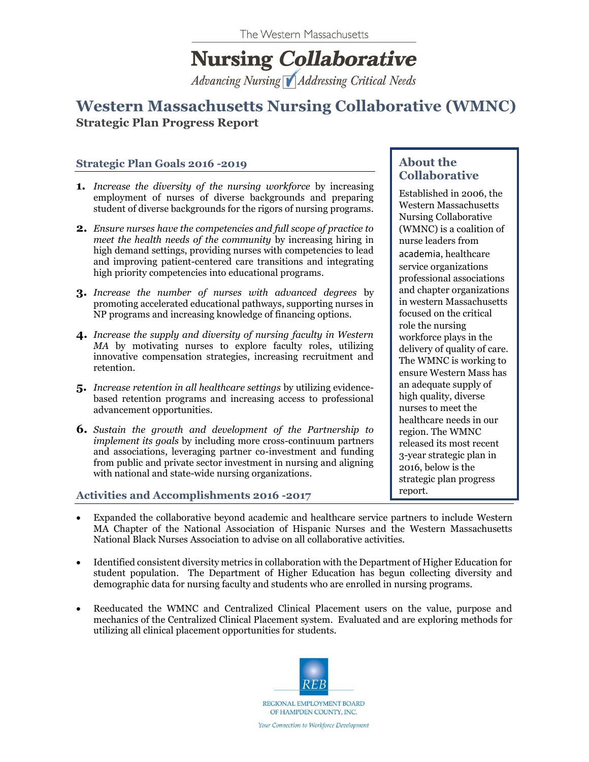The Western Massachusetts

# Nursing *Collaborative*

*Advancing Nursing ✓ Addressing Critical Needs*

# Western Massachusetts Nursing Collaborative (WMNC)

**Strategic Plan Progress Report**

## About the Collaborative

Established in 2006, the Western Massachusetts Nursing Collaborative (WMNC) is a coalition of nurse leaders from academia, healthcare service organizations professional associations and chapter organizations in western Massachusetts focused on the critical role the nursing workforce plays in the delivery of quality of care. The WMNC is working to ensure Western Mass has an adequate supply of high quality, diverse nurses to meet the healthcare needs in our region. The WMNC released its most recent 3-year strategic plan in 2016, below is the strategic plan progress report.

## Strategic Plan Goals 2016 -2019

1. *Increase the diversity of the nursing workforce* by increasing employment of nurses of diverse backgrounds and preparing student of diverse backgrounds for the rigors of nursing programs.
2. *Ensure nurses have the competencies and full scope of practice to meet the health needs of the community* by increasing hiring in high demand settings, providing nurses with competencies to lead and improving patient-centered care transitions and integrating high priority competencies into educational programs.
3. *Increase the number of nurses with advanced degrees* by promoting accelerated educational pathways, supporting nurses in NP programs and increasing knowledge of financing options.
4. *Increase the supply and diversity of nursing faculty in Western MA* by motivating nurses to explore faculty roles, utilizing innovative compensation strategies, increasing recruitment and retention.
5. *Increase retention in all healthcare settings* by utilizing evidence-based retention programs and increasing access to professional advancement opportunities.
6. *Sustain the growth and development of the Partnership to implement its goals* by including more cross-continuum partners and associations, leveraging partner co-investment and funding from public and private sector investment in nursing and aligning with national and state-wide nursing organizations.

## Activities and Accomplishments 2016 -2017

- Expanded the collaborative beyond academic and healthcare service partners to include Western MA Chapter of the National Association of Hispanic Nurses and the Western Massachusetts National Black Nurses Association to advise on all collaborative activities.
- Identified consistent diversity metrics in collaboration with the Department of Higher Education for student population. The Department of Higher Education has begun collecting diversity and demographic data for nursing faculty and students who are enrolled in nursing programs.
- Reeducated the WMNC and Centralized Clinical Placement users on the value, purpose and mechanics of the Centralized Clinical Placement system. Evaluated and are exploring methods for utilizing all clinical placement opportunities for students.

REB

REGIONAL EMPLOYMENT BOARD OF HAMPDEN COUNTY, INC.

*Your Connection to Workforce Development*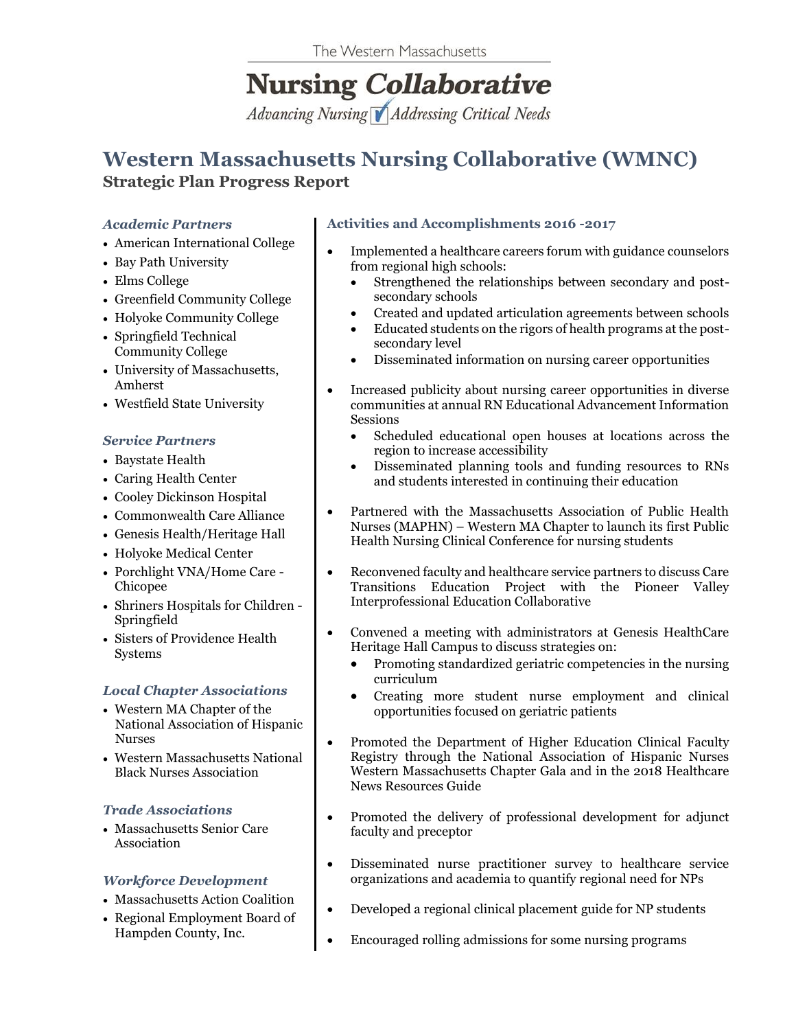The Western Massachusetts

**Nursing *Collaborative***

*Advancing Nursing ✓ Addressing Critical Needs*

# Western Massachusetts Nursing Collaborative (WMNC)

## Strategic Plan Progress Report

### *Academic Partners*

- American International College
- Bay Path University
- Elms College
- Greenfield Community College
- Holyoke Community College
- Springfield Technical Community College
- University of Massachusetts, Amherst
- Westfield State University

### *Service Partners*

- Baystate Health
- Caring Health Center
- Cooley Dickinson Hospital
- Commonwealth Care Alliance
- Genesis Health/Heritage Hall
- Holyoke Medical Center
- Porchlight VNA/Home Care - Chicopee
- Shriners Hospitals for Children - Springfield
- Sisters of Providence Health Systems

### *Local Chapter Associations*

- Western MA Chapter of the National Association of Hispanic Nurses
- Western Massachusetts National Black Nurses Association

### *Trade Associations*

- Massachusetts Senior Care Association

### *Workforce Development*

- Massachusetts Action Coalition
- Regional Employment Board of Hampden County, Inc.

### Activities and Accomplishments 2016 -2017

- Implemented a healthcare careers forum with guidance counselors from regional high schools:
  - Strengthened the relationships between secondary and post-secondary schools
  - Created and updated articulation agreements between schools
  - Educated students on the rigors of health programs at the post-secondary level
  - Disseminated information on nursing career opportunities
- Increased publicity about nursing career opportunities in diverse communities at annual RN Educational Advancement Information Sessions
  - Scheduled educational open houses at locations across the region to increase accessibility
  - Disseminated planning tools and funding resources to RNs and students interested in continuing their education
- Partnered with the Massachusetts Association of Public Health Nurses (MAPHN) – Western MA Chapter to launch its first Public Health Nursing Clinical Conference for nursing students
- Reconvened faculty and healthcare service partners to discuss Care Transitions Education Project with the Pioneer Valley Interprofessional Education Collaborative
- Convened a meeting with administrators at Genesis HealthCare Heritage Hall Campus to discuss strategies on:
  - Promoting standardized geriatric competencies in the nursing curriculum
  - Creating more student nurse employment and clinical opportunities focused on geriatric patients
- Promoted the Department of Higher Education Clinical Faculty Registry through the National Association of Hispanic Nurses Western Massachusetts Chapter Gala and in the 2018 Healthcare News Resources Guide
- Promoted the delivery of professional development for adjunct faculty and preceptor
- Disseminated nurse practitioner survey to healthcare service organizations and academia to quantify regional need for NPs
- Developed a regional clinical placement guide for NP students
- Encouraged rolling admissions for some nursing programs